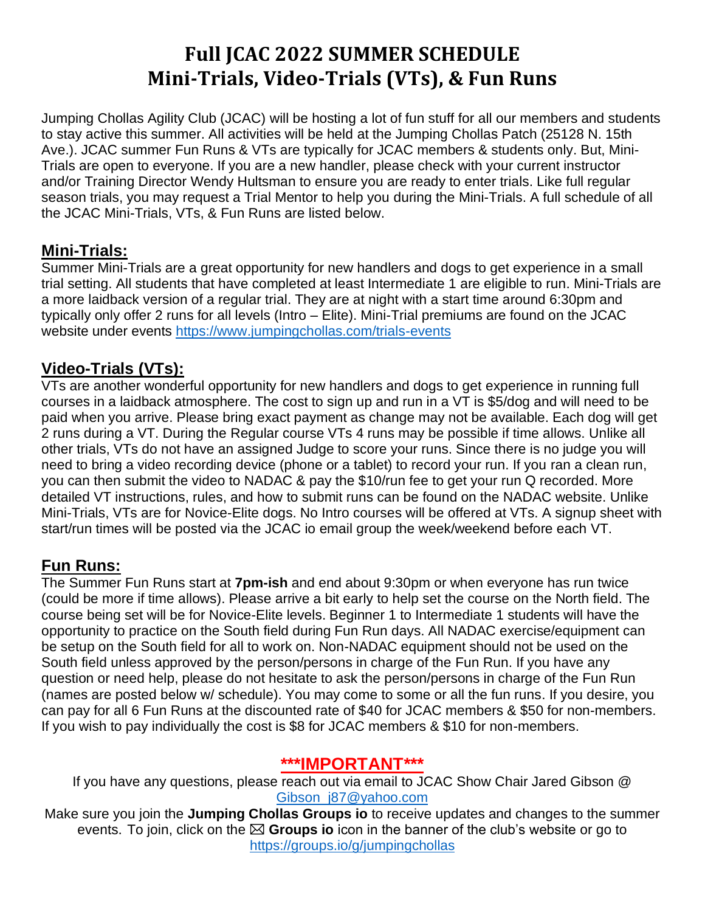# Full JCAC 2022 SUMMER SCHEDULE
# Mini-Trials, Video-Trials (VTs), & Fun Runs

Jumping Chollas Agility Club (JCAC) will be hosting a lot of fun stuff for all our members and students to stay active this summer. All activities will be held at the Jumping Chollas Patch (25128 N. 15th Ave.). JCAC summer Fun Runs & VTs are typically for JCAC members & students only. But, Mini-Trials are open to everyone. If you are a new handler, please check with your current instructor and/or Training Director Wendy Hultsman to ensure you are ready to enter trials. Like full regular season trials, you may request a Trial Mentor to help you during the Mini-Trials. A full schedule of all the JCAC Mini-Trials, VTs, & Fun Runs are listed below.

## Mini-Trials:

Summer Mini-Trials are a great opportunity for new handlers and dogs to get experience in a small trial setting. All students that have completed at least Intermediate 1 are eligible to run. Mini-Trials are a more laidback version of a regular trial. They are at night with a start time around 6:30pm and typically only offer 2 runs for all levels (Intro – Elite). Mini-Trial premiums are found on the JCAC website under events https://www.jumpingchollas.com/trials-events

## Video-Trials (VTs):

VTs are another wonderful opportunity for new handlers and dogs to get experience in running full courses in a laidback atmosphere. The cost to sign up and run in a VT is $5/dog and will need to be paid when you arrive. Please bring exact payment as change may not be available. Each dog will get 2 runs during a VT. During the Regular course VTs 4 runs may be possible if time allows. Unlike all other trials, VTs do not have an assigned Judge to score your runs. Since there is no judge you will need to bring a video recording device (phone or a tablet) to record your run. If you ran a clean run, you can then submit the video to NADAC & pay the $10/run fee to get your run Q recorded. More detailed VT instructions, rules, and how to submit runs can be found on the NADAC website. Unlike Mini-Trials, VTs are for Novice-Elite dogs. No Intro courses will be offered at VTs. A signup sheet with start/run times will be posted via the JCAC io email group the week/weekend before each VT.

## Fun Runs:

The Summer Fun Runs start at **7pm-ish** and end about 9:30pm or when everyone has run twice (could be more if time allows). Please arrive a bit early to help set the course on the North field. The course being set will be for Novice-Elite levels. Beginner 1 to Intermediate 1 students will have the opportunity to practice on the South field during Fun Run days. All NADAC exercise/equipment can be setup on the South field for all to work on. Non-NADAC equipment should not be used on the South field unless approved by the person/persons in charge of the Fun Run. If you have any question or need help, please do not hesitate to ask the person/persons in charge of the Fun Run (names are posted below w/ schedule). You may come to some or all the fun runs. If you desire, you can pay for all 6 Fun Runs at the discounted rate of $40 for JCAC members & $50 for non-members. If you wish to pay individually the cost is $8 for JCAC members & $10 for non-members.

## ***IMPORTANT***

If you have any questions, please reach out via email to JCAC Show Chair Jared Gibson @ Gibson_j87@yahoo.com

Make sure you join the **Jumping Chollas Groups io** to receive updates and changes to the summer events. To join, click on the ✉ **Groups io** icon in the banner of the club's website or go to https://groups.io/g/jumpingchollas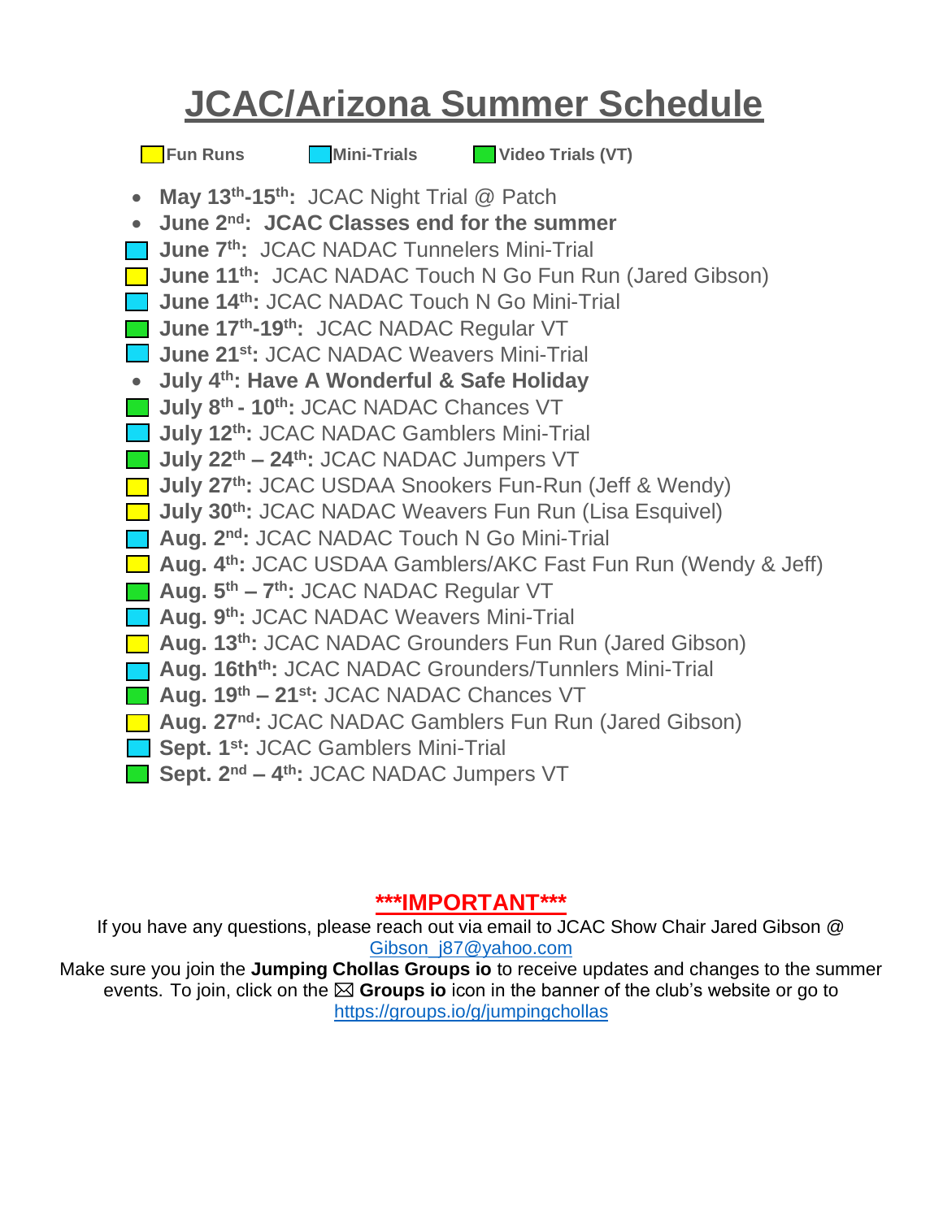# JCAC/Arizona Summer Schedule

Fun Runs　　Mini-Trials　　Video Trials (VT)

- **May 13th-15th:** JCAC Night Trial @ Patch
- **June 2nd: JCAC Classes end for the summer**
- **June 7th:** JCAC NADAC Tunnelers Mini-Trial
- **June 11th:** JCAC NADAC Touch N Go Fun Run (Jared Gibson)
- **June 14th:** JCAC NADAC Touch N Go Mini-Trial
- **June 17th-19th:** JCAC NADAC Regular VT
- **June 21st:** JCAC NADAC Weavers Mini-Trial
- **July 4th: Have A Wonderful & Safe Holiday**
- **July 8th - 10th:** JCAC NADAC Chances VT
- **July 12th:** JCAC NADAC Gamblers Mini-Trial
- **July 22th – 24th:** JCAC NADAC Jumpers VT
- **July 27th:** JCAC USDAA Snookers Fun-Run (Jeff & Wendy)
- **July 30th:** JCAC NADAC Weavers Fun Run (Lisa Esquivel)
- **Aug. 2nd:** JCAC NADAC Touch N Go Mini-Trial
- **Aug. 4th:** JCAC USDAA Gamblers/AKC Fast Fun Run (Wendy & Jeff)
- **Aug. 5th – 7th:** JCAC NADAC Regular VT
- **Aug. 9th:** JCAC NADAC Weavers Mini-Trial
- **Aug. 13th:** JCAC NADAC Grounders Fun Run (Jared Gibson)
- **Aug. 16thth:** JCAC NADAC Grounders/Tunnlers Mini-Trial
- **Aug. 19th – 21st:** JCAC NADAC Chances VT
- **Aug. 27nd:** JCAC NADAC Gamblers Fun Run (Jared Gibson)
- **Sept. 1st:** JCAC Gamblers Mini-Trial
- **Sept. 2nd – 4th:** JCAC NADAC Jumpers VT

## ***IMPORTANT***

If you have any questions, please reach out via email to JCAC Show Chair Jared Gibson @ Gibson_j87@yahoo.com

Make sure you join the **Jumping Chollas Groups io** to receive updates and changes to the summer events. To join, click on the ✉ **Groups io** icon in the banner of the club's website or go to https://groups.io/g/jumpingchollas